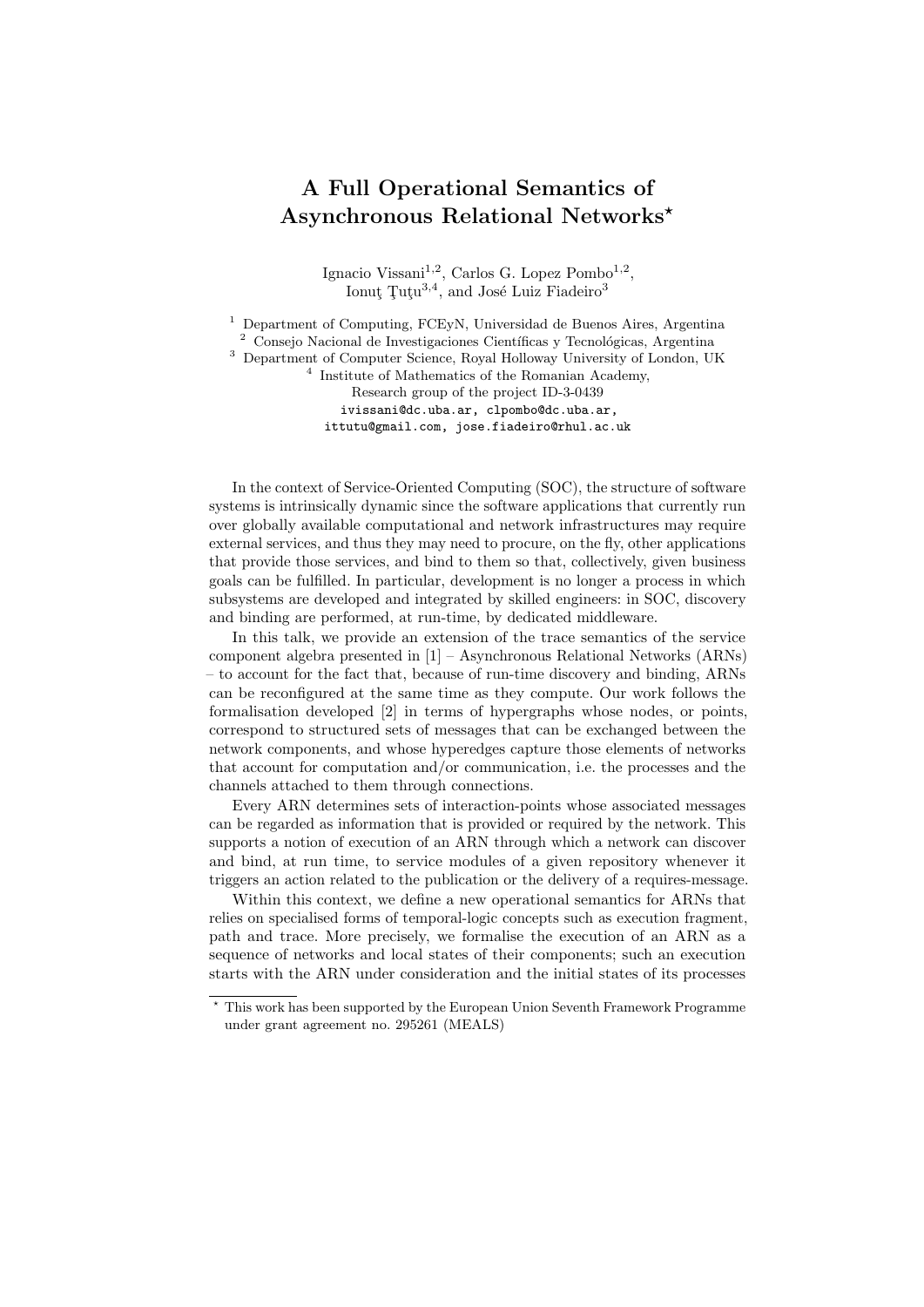# A Full Operational Semantics of Asynchronous Relational Networks*

Ignacio Vissani[1,2], Carlos G. Lopez Pombo[1,2], Ionuţ Ţuţu[3,4], and José Luiz Fiadeiro[3]

[1] Department of Computing, FCEyN, Universidad de Buenos Aires, Argentina
[2] Consejo Nacional de Investigaciones Científicas y Tecnológicas, Argentina
[3] Department of Computer Science, Royal Holloway University of London, UK
[4] Institute of Mathematics of the Romanian Academy, Research group of the project ID-3-0439

ivissani@dc.uba.ar, clpombo@dc.uba.ar, ittutu@gmail.com, jose.fiadeiro@rhul.ac.uk

In the context of Service-Oriented Computing (SOC), the structure of software systems is intrinsically dynamic since the software applications that currently run over globally available computational and network infrastructures may require external services, and thus they may need to procure, on the fly, other applications that provide those services, and bind to them so that, collectively, given business goals can be fulfilled. In particular, development is no longer a process in which subsystems are developed and integrated by skilled engineers: in SOC, discovery and binding are performed, at run-time, by dedicated middleware.

In this talk, we provide an extension of the trace semantics of the service component algebra presented in [1] – Asynchronous Relational Networks (ARNs) – to account for the fact that, because of run-time discovery and binding, ARNs can be reconfigured at the same time as they compute. Our work follows the formalisation developed [2] in terms of hypergraphs whose nodes, or points, correspond to structured sets of messages that can be exchanged between the network components, and whose hyperedges capture those elements of networks that account for computation and/or communication, i.e. the processes and the channels attached to them through connections.

Every ARN determines sets of interaction-points whose associated messages can be regarded as information that is provided or required by the network. This supports a notion of execution of an ARN through which a network can discover and bind, at run time, to service modules of a given repository whenever it triggers an action related to the publication or the delivery of a requires-message.

Within this context, we define a new operational semantics for ARNs that relies on specialised forms of temporal-logic concepts such as execution fragment, path and trace. More precisely, we formalise the execution of an ARN as a sequence of networks and local states of their components; such an execution starts with the ARN under consideration and the initial states of its processes

---

* This work has been supported by the European Union Seventh Framework Programme under grant agreement no. 295261 (MEALS)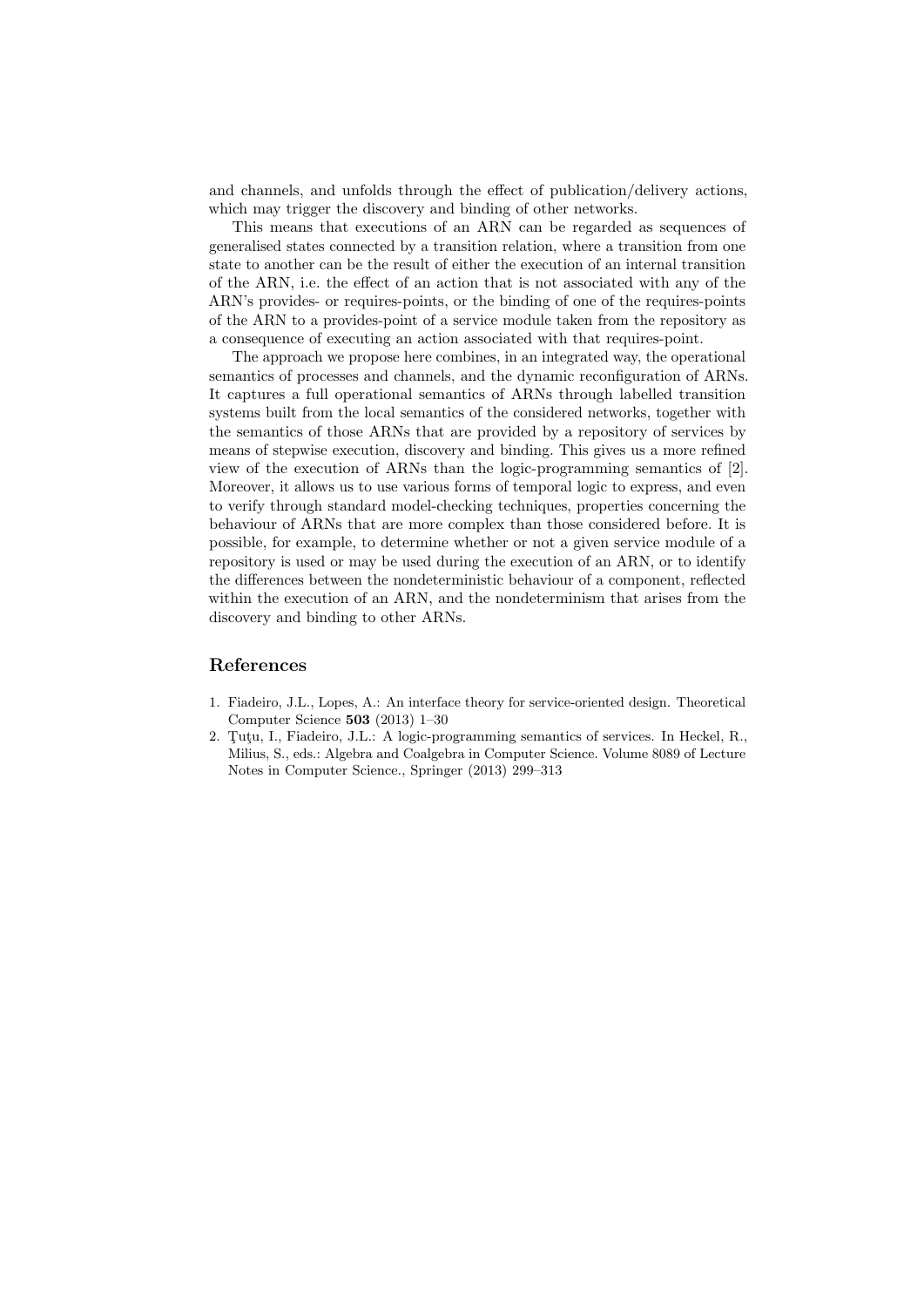and channels, and unfolds through the effect of publication/delivery actions, which may trigger the discovery and binding of other networks.

This means that executions of an ARN can be regarded as sequences of generalised states connected by a transition relation, where a transition from one state to another can be the result of either the execution of an internal transition of the ARN, i.e. the effect of an action that is not associated with any of the ARN's provides- or requires-points, or the binding of one of the requires-points of the ARN to a provides-point of a service module taken from the repository as a consequence of executing an action associated with that requires-point.

The approach we propose here combines, in an integrated way, the operational semantics of processes and channels, and the dynamic reconfiguration of ARNs. It captures a full operational semantics of ARNs through labelled transition systems built from the local semantics of the considered networks, together with the semantics of those ARNs that are provided by a repository of services by means of stepwise execution, discovery and binding. This gives us a more refined view of the execution of ARNs than the logic-programming semantics of [2]. Moreover, it allows us to use various forms of temporal logic to express, and even to verify through standard model-checking techniques, properties concerning the behaviour of ARNs that are more complex than those considered before. It is possible, for example, to determine whether or not a given service module of a repository is used or may be used during the execution of an ARN, or to identify the differences between the nondeterministic behaviour of a component, reflected within the execution of an ARN, and the nondeterminism that arises from the discovery and binding to other ARNs.

## References

1. Fiadeiro, J.L., Lopes, A.: An interface theory for service-oriented design. Theoretical Computer Science **503** (2013) 1–30
2. Ţuţu, I., Fiadeiro, J.L.: A logic-programming semantics of services. In Heckel, R., Milius, S., eds.: Algebra and Coalgebra in Computer Science. Volume 8089 of Lecture Notes in Computer Science., Springer (2013) 299–313